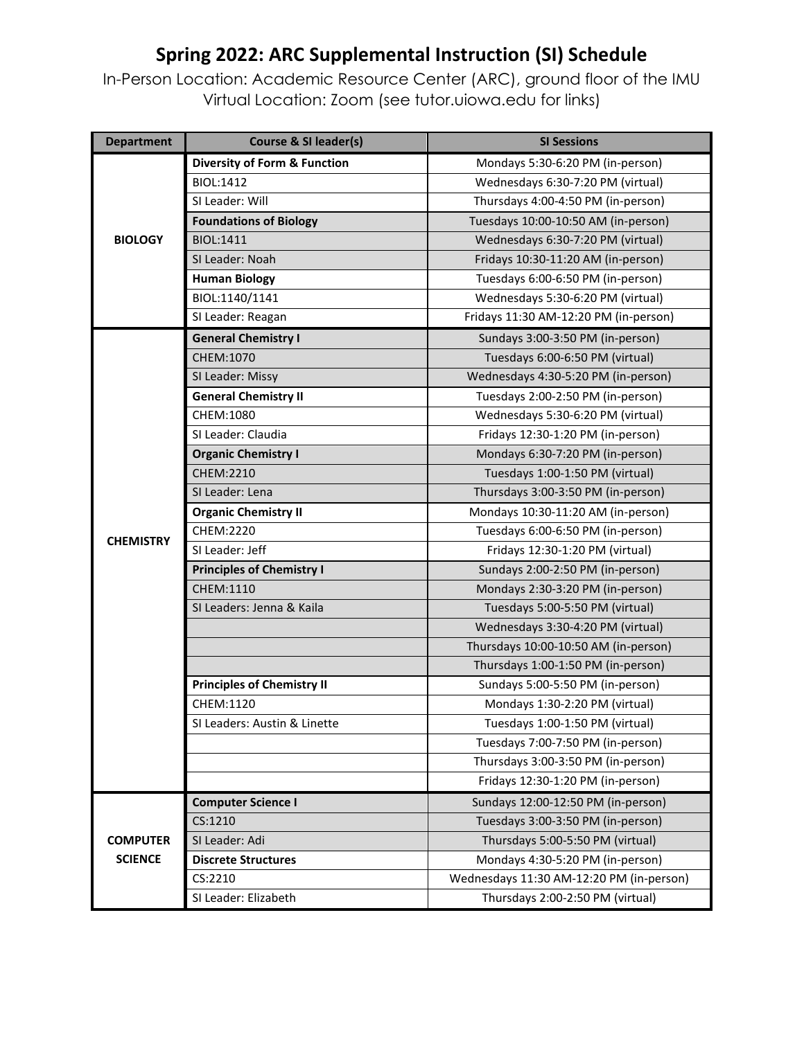# Spring 2022: ARC Supplemental Instruction (SI) Schedule

In-Person Location: Academic Resource Center (ARC), ground floor of the IMU
Virtual Location: Zoom (see tutor.uiowa.edu for links)

| Department | Course & SI leader(s) | SI Sessions |
|---|---|---|
| **BIOLOGY** | **Diversity of Form & Function** | Mondays 5:30-6:20 PM (in-person) |
| | BIOL:1412 | Wednesdays 6:30-7:20 PM (virtual) |
| | SI Leader: Will | Thursdays 4:00-4:50 PM (in-person) |
| | **Foundations of Biology** | Tuesdays 10:00-10:50 AM (in-person) |
| | BIOL:1411 | Wednesdays 6:30-7:20 PM (virtual) |
| | SI Leader: Noah | Fridays 10:30-11:20 AM (in-person) |
| | **Human Biology** | Tuesdays 6:00-6:50 PM (in-person) |
| | BIOL:1140/1141 | Wednesdays 5:30-6:20 PM (virtual) |
| | SI Leader: Reagan | Fridays 11:30 AM-12:20 PM (in-person) |
| **CHEMISTRY** | **General Chemistry I** | Sundays 3:00-3:50 PM (in-person) |
| | CHEM:1070 | Tuesdays 6:00-6:50 PM (virtual) |
| | SI Leader: Missy | Wednesdays 4:30-5:20 PM (in-person) |
| | **General Chemistry II** | Tuesdays 2:00-2:50 PM (in-person) |
| | CHEM:1080 | Wednesdays 5:30-6:20 PM (virtual) |
| | SI Leader: Claudia | Fridays 12:30-1:20 PM (in-person) |
| | **Organic Chemistry I** | Mondays 6:30-7:20 PM (in-person) |
| | CHEM:2210 | Tuesdays 1:00-1:50 PM (virtual) |
| | SI Leader: Lena | Thursdays 3:00-3:50 PM (in-person) |
| | **Organic Chemistry II** | Mondays 10:30-11:20 AM (in-person) |
| | CHEM:2220 | Tuesdays 6:00-6:50 PM (in-person) |
| | SI Leader: Jeff | Fridays 12:30-1:20 PM (virtual) |
| | **Principles of Chemistry I** | Sundays 2:00-2:50 PM (in-person) |
| | CHEM:1110 | Mondays 2:30-3:20 PM (in-person) |
| | SI Leaders: Jenna & Kaila | Tuesdays 5:00-5:50 PM (virtual) |
| | | Wednesdays 3:30-4:20 PM (virtual) |
| | | Thursdays 10:00-10:50 AM (in-person) |
| | | Thursdays 1:00-1:50 PM (in-person) |
| | **Principles of Chemistry II** | Sundays 5:00-5:50 PM (in-person) |
| | CHEM:1120 | Mondays 1:30-2:20 PM (virtual) |
| | SI Leaders: Austin & Linette | Tuesdays 1:00-1:50 PM (virtual) |
| | | Tuesdays 7:00-7:50 PM (in-person) |
| | | Thursdays 3:00-3:50 PM (in-person) |
| | | Fridays 12:30-1:20 PM (in-person) |
| **COMPUTER SCIENCE** | **Computer Science I** | Sundays 12:00-12:50 PM (in-person) |
| | CS:1210 | Tuesdays 3:00-3:50 PM (in-person) |
| | SI Leader: Adi | Thursdays 5:00-5:50 PM (virtual) |
| | **Discrete Structures** | Mondays 4:30-5:20 PM (in-person) |
| | CS:2210 | Wednesdays 11:30 AM-12:20 PM (in-person) |
| | SI Leader: Elizabeth | Thursdays 2:00-2:50 PM (virtual) |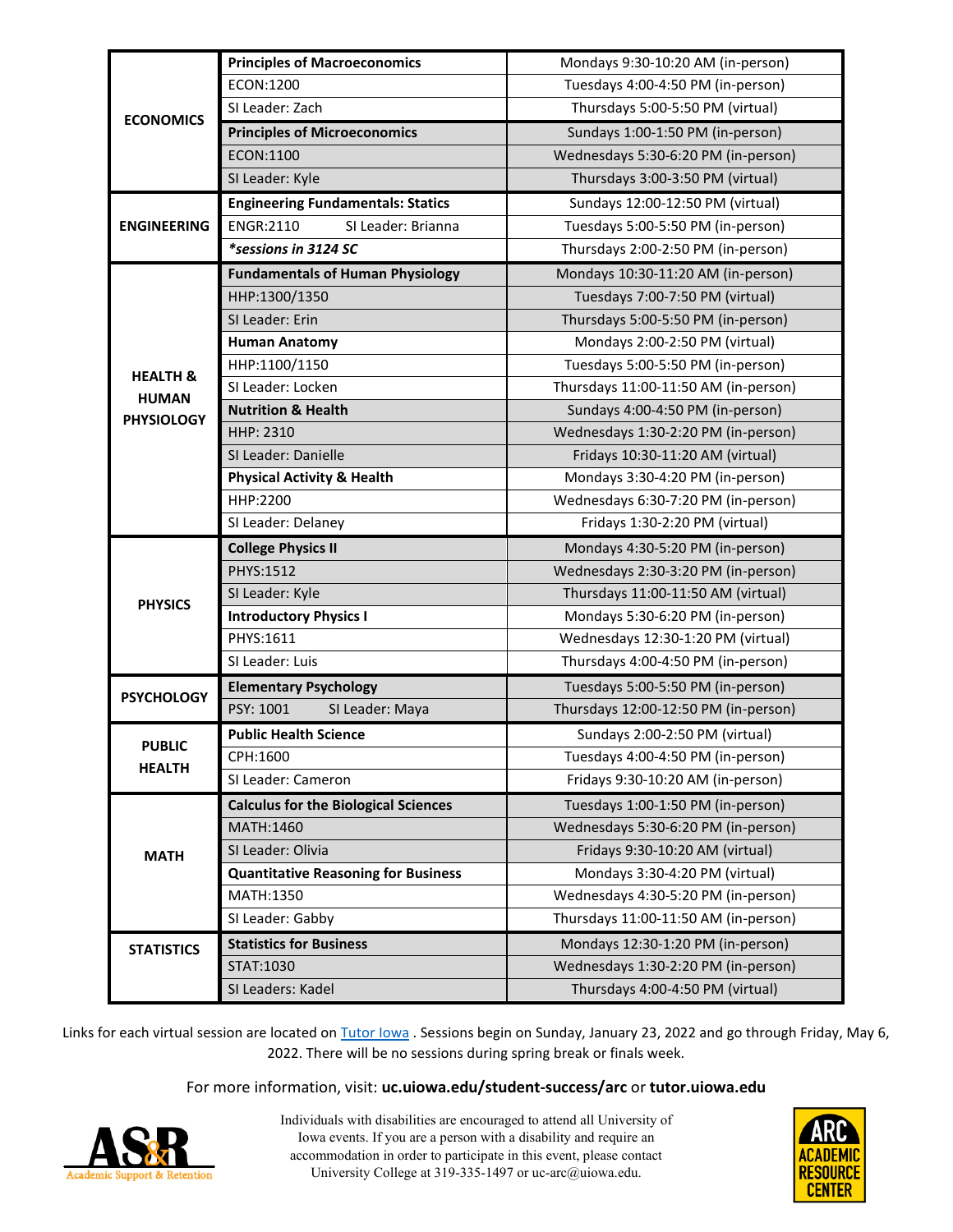| | | |
|---|---|---|
| ECONOMICS | **Principles of Macroeconomics** | Mondays 9:30-10:20 AM (in-person) |
| | ECON:1200 | Tuesdays 4:00-4:50 PM (in-person) |
| | SI Leader: Zach | Thursdays 5:00-5:50 PM (virtual) |
| | **Principles of Microeconomics** | Sundays 1:00-1:50 PM (in-person) |
| | ECON:1100 | Wednesdays 5:30-6:20 PM (in-person) |
| | SI Leader: Kyle | Thursdays 3:00-3:50 PM (virtual) |
| ENGINEERING | **Engineering Fundamentals: Statics** | Sundays 12:00-12:50 PM (virtual) |
| | ENGR:2110 SI Leader: Brianna | Tuesdays 5:00-5:50 PM (in-person) |
| | ***sessions in 3124 SC** | Thursdays 2:00-2:50 PM (in-person) |
| HEALTH & HUMAN PHYSIOLOGY | **Fundamentals of Human Physiology** | Mondays 10:30-11:20 AM (in-person) |
| | HHP:1300/1350 | Tuesdays 7:00-7:50 PM (virtual) |
| | SI Leader: Erin | Thursdays 5:00-5:50 PM (in-person) |
| | **Human Anatomy** | Mondays 2:00-2:50 PM (virtual) |
| | HHP:1100/1150 | Tuesdays 5:00-5:50 PM (in-person) |
| | SI Leader: Locken | Thursdays 11:00-11:50 AM (in-person) |
| | **Nutrition & Health** | Sundays 4:00-4:50 PM (in-person) |
| | HHP: 2310 | Wednesdays 1:30-2:20 PM (in-person) |
| | SI Leader: Danielle | Fridays 10:30-11:20 AM (virtual) |
| | **Physical Activity & Health** | Mondays 3:30-4:20 PM (in-person) |
| | HHP:2200 | Wednesdays 6:30-7:20 PM (in-person) |
| | SI Leader: Delaney | Fridays 1:30-2:20 PM (virtual) |
| PHYSICS | **College Physics II** | Mondays 4:30-5:20 PM (in-person) |
| | PHYS:1512 | Wednesdays 2:30-3:20 PM (in-person) |
| | SI Leader: Kyle | Thursdays 11:00-11:50 AM (virtual) |
| | **Introductory Physics I** | Mondays 5:30-6:20 PM (in-person) |
| | PHYS:1611 | Wednesdays 12:30-1:20 PM (virtual) |
| | SI Leader: Luis | Thursdays 4:00-4:50 PM (in-person) |
| PSYCHOLOGY | **Elementary Psychology** | Tuesdays 5:00-5:50 PM (in-person) |
| | PSY: 1001 SI Leader: Maya | Thursdays 12:00-12:50 PM (in-person) |
| PUBLIC HEALTH | **Public Health Science** | Sundays 2:00-2:50 PM (virtual) |
| | CPH:1600 | Tuesdays 4:00-4:50 PM (in-person) |
| | SI Leader: Cameron | Fridays 9:30-10:20 AM (in-person) |
| MATH | **Calculus for the Biological Sciences** | Tuesdays 1:00-1:50 PM (in-person) |
| | MATH:1460 | Wednesdays 5:30-6:20 PM (in-person) |
| | SI Leader: Olivia | Fridays 9:30-10:20 AM (virtual) |
| | **Quantitative Reasoning for Business** | Mondays 3:30-4:20 PM (virtual) |
| | MATH:1350 | Wednesdays 4:30-5:20 PM (in-person) |
| | SI Leader: Gabby | Thursdays 11:00-11:50 AM (in-person) |
| STATISTICS | **Statistics for Business** | Mondays 12:30-1:20 PM (in-person) |
| | STAT:1030 | Wednesdays 1:30-2:20 PM (in-person) |
| | SI Leaders: Kadel | Thursdays 4:00-4:50 PM (virtual) |

Links for each virtual session are located on Tutor Iowa . Sessions begin on Sunday, January 23, 2022 and go through Friday, May 6, 2022. There will be no sessions during spring break or finals week.

For more information, visit: **uc.uiowa.edu/student-success/arc** or **tutor.uiowa.edu**

AS&R Academic Support & Retention

Individuals with disabilities are encouraged to attend all University of Iowa events. If you are a person with a disability and require an accommodation in order to participate in this event, please contact University College at 319-335-1497 or uc-arc@uiowa.edu.

ARC ACADEMIC RESOURCE CENTER